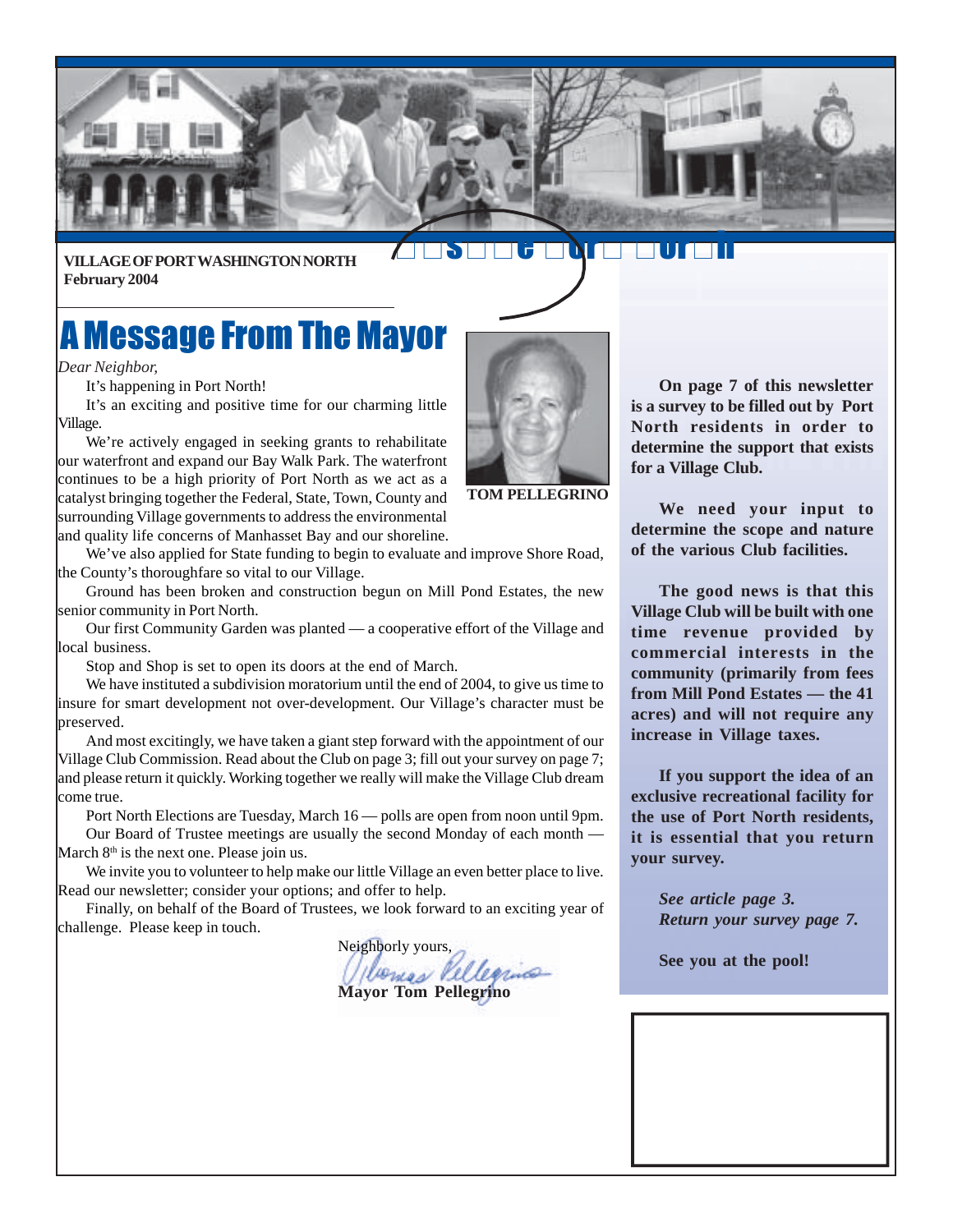VILLAGE OF PORT WASHINGTON NORTH
February 2004

# A Message From The Mayor

*Dear Neighbor,*

It's happening in Port North!

It's an exciting and positive time for our charming little Village.

We're actively engaged in seeking grants to rehabilitate our waterfront and expand our Bay Walk Park. The waterfront continues to be a high priority of Port North as we act as a catalyst bringing together the Federal, State, Town, County and surrounding Village governments to address the environmental and quality life concerns of Manhasset Bay and our shoreline.

**TOM PELLEGRINO**

We've also applied for State funding to begin to evaluate and improve Shore Road, the County's thoroughfare so vital to our Village.

Ground has been broken and construction begun on Mill Pond Estates, the new senior community in Port North.

Our first Community Garden was planted — a cooperative effort of the Village and local business.

Stop and Shop is set to open its doors at the end of March.

We have instituted a subdivision moratorium until the end of 2004, to give us time to insure for smart development not over-development. Our Village's character must be preserved.

And most excitingly, we have taken a giant step forward with the appointment of our Village Club Commission. Read about the Club on page 3; fill out your survey on page 7; and please return it quickly. Working together we really will make the Village Club dream come true.

Port North Elections are Tuesday, March 16 — polls are open from noon until 9pm.

Our Board of Trustee meetings are usually the second Monday of each month — March 8th is the next one. Please join us.

We invite you to volunteer to help make our little Village an even better place to live. Read our newsletter; consider your options; and offer to help.

Finally, on behalf of the Board of Trustees, we look forward to an exciting year of challenge. Please keep in touch.

Neighborly yours,

**Mayor Tom Pellegrino**

---

**On page 7 of this newsletter is a survey to be filled out by Port North residents in order to determine the support that exists for a Village Club.**

**We need your input to determine the scope and nature of the various Club facilities.**

**The good news is that this Village Club will be built with one time revenue provided by commercial interests in the community (primarily from fees from Mill Pond Estates — the 41 acres) and will not require any increase in Village taxes.**

**If you support the idea of an exclusive recreational facility for the use of Port North residents, it is essential that you return your survey.**

***See article page 3.***
***Return your survey page 7.***

**See you at the pool!**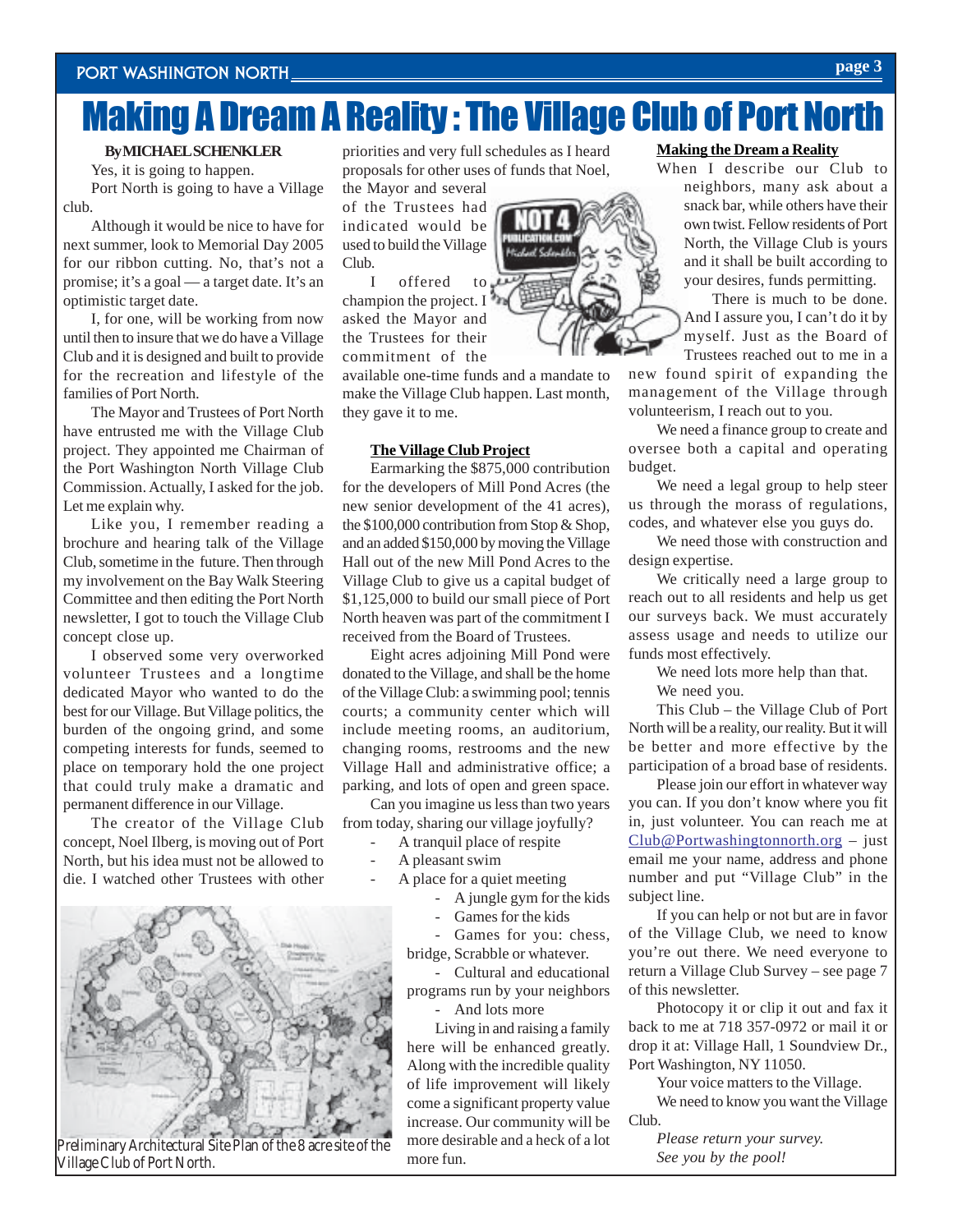# Making A Dream A Reality : The Village Club of Port North

**By MICHAEL SCHENKLER**

Yes, it is going to happen.

Port North is going to have a Village club.

Although it would be nice to have for next summer, look to Memorial Day 2005 for our ribbon cutting. No, that's not a promise; it's a goal — a target date. It's an optimistic target date.

I, for one, will be working from now until then to insure that we do have a Village Club and it is designed and built to provide for the recreation and lifestyle of the families of Port North.

The Mayor and Trustees of Port North have entrusted me with the Village Club project. They appointed me Chairman of the Port Washington North Village Club Commission. Actually, I asked for the job. Let me explain why.

Like you, I remember reading a brochure and hearing talk of the Village Club, sometime in the future. Then through my involvement on the Bay Walk Steering Committee and then editing the Port North newsletter, I got to touch the Village Club concept close up.

I observed some very overworked volunteer Trustees and a longtime dedicated Mayor who wanted to do the best for our Village. But Village politics, the burden of the ongoing grind, and some competing interests for funds, seemed to place on temporary hold the one project that could truly make a dramatic and permanent difference in our Village.

The creator of the Village Club concept, Noel Ilberg, is moving out of Port North, but his idea must not be allowed to die. I watched other Trustees with other priorities and very full schedules as I heard proposals for other uses of funds that Noel, the Mayor and several of the Trustees had indicated would be used to build the Village Club.

I offered to champion the project. I asked the Mayor and the Trustees for their commitment of the available one-time funds and a mandate to make the Village Club happen. Last month, they gave it to me.

## The Village Club Project

Earmarking the $875,000 contribution for the developers of Mill Pond Acres (the new senior development of the 41 acres), the $100,000 contribution from Stop & Shop, and an added $150,000 by moving the Village Hall out of the new Mill Pond Acres to the Village Club to give us a capital budget of $1,125,000 to build our small piece of Port North heaven was part of the commitment I received from the Board of Trustees.

Eight acres adjoining Mill Pond were donated to the Village, and shall be the home of the Village Club: a swimming pool; tennis courts; a community center which will include meeting rooms, an auditorium, changing rooms, restrooms and the new Village Hall and administrative office; a parking, and lots of open and green space.

Can you imagine us less than two years from today, sharing our village joyfully?

- A tranquil place of respite
- A pleasant swim
- A place for a quiet meeting
  - A jungle gym for the kids
  - Games for the kids
  - Games for you: chess, bridge, Scrabble or whatever.
  - Cultural and educational programs run by your neighbors
  - And lots more

Living in and raising a family here will be enhanced greatly. Along with the incredible quality of life improvement will likely come a significant property value increase. Our community will be more desirable and a heck of a lot more fun.

Preliminary Architectural Site Plan of the 8 acre site of the Village Club of Port North.

## Making the Dream a Reality

When I describe our Club to neighbors, many ask about a snack bar, while others have their own twist. Fellow residents of Port North, the Village Club is yours and it shall be built according to your desires, funds permitting.

There is much to be done. And I assure you, I can't do it by myself. Just as the Board of Trustees reached out to me in a new found spirit of expanding the management of the Village through volunteerism, I reach out to you.

We need a finance group to create and oversee both a capital and operating budget.

We need a legal group to help steer us through the morass of regulations, codes, and whatever else you guys do.

We need those with construction and design expertise.

We critically need a large group to reach out to all residents and help us get our surveys back. We must accurately assess usage and needs to utilize our funds most effectively.

We need lots more help than that.

We need you.

This Club – the Village Club of Port North will be a reality, our reality. But it will be better and more effective by the participation of a broad base of residents.

Please join our effort in whatever way you can. If you don't know where you fit in, just volunteer. You can reach me at Club@Portwashingtonnorth.org – just email me your name, address and phone number and put "Village Club" in the subject line.

If you can help or not but are in favor of the Village Club, we need to know you're out there. We need everyone to return a Village Club Survey – see page 7 of this newsletter.

Photocopy it or clip it out and fax it back to me at 718 357-0972 or mail it or drop it at: Village Hall, 1 Soundview Dr., Port Washington, NY 11050.

Your voice matters to the Village.

We need to know you want the Village Club.

*Please return your survey.*

*See you by the pool!*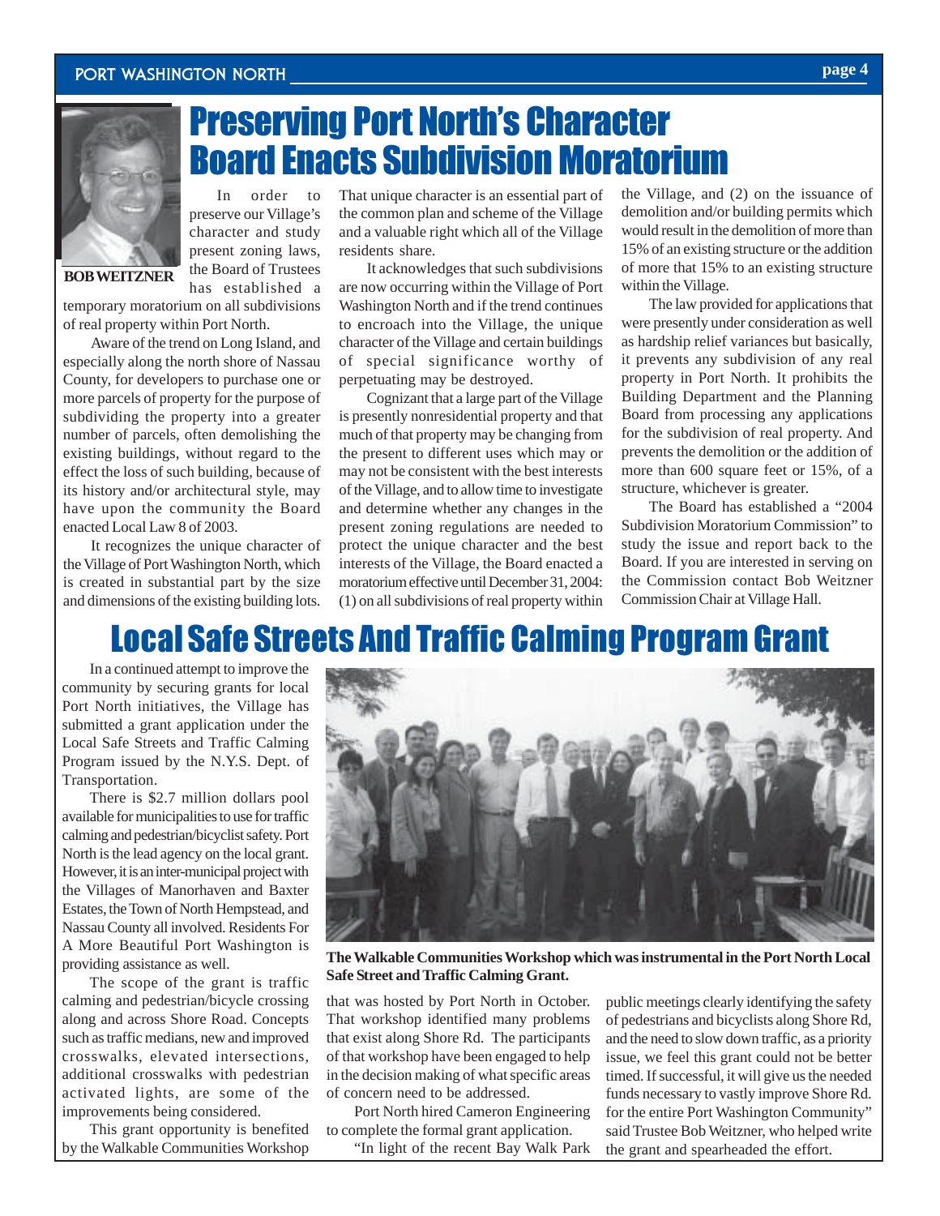# Preserving Port North's Character
# Board Enacts Subdivision Moratorium

BOB WEITZNER

In order to preserve our Village's character and study present zoning laws, the Board of Trustees has established a temporary moratorium on all subdivisions of real property within Port North.

Aware of the trend on Long Island, and especially along the north shore of Nassau County, for developers to purchase one or more parcels of property for the purpose of subdividing the property into a greater number of parcels, often demolishing the existing buildings, without regard to the effect the loss of such building, because of its history and/or architectural style, may have upon the community the Board enacted Local Law 8 of 2003.

It recognizes the unique character of the Village of Port Washington North, which is created in substantial part by the size and dimensions of the existing building lots. That unique character is an essential part of the common plan and scheme of the Village and a valuable right which all of the Village residents share.

It acknowledges that such subdivisions are now occurring within the Village of Port Washington North and if the trend continues to encroach into the Village, the unique character of the Village and certain buildings of special significance worthy of perpetuating may be destroyed.

Cognizant that a large part of the Village is presently nonresidential property and that much of that property may be changing from the present to different uses which may or may not be consistent with the best interests of the Village, and to allow time to investigate and determine whether any changes in the present zoning regulations are needed to protect the unique character and the best interests of the Village, the Board enacted a moratorium effective until December 31, 2004: (1) on all subdivisions of real property within the Village, and (2) on the issuance of demolition and/or building permits which would result in the demolition of more than 15% of an existing structure or the addition of more that 15% to an existing structure within the Village.

The law provided for applications that were presently under consideration as well as hardship relief variances but basically, it prevents any subdivision of any real property in Port North. It prohibits the Building Department and the Planning Board from processing any applications for the subdivision of real property. And prevents the demolition or the addition of more than 600 square feet or 15%, of a structure, whichever is greater.

The Board has established a "2004 Subdivision Moratorium Commission" to study the issue and report back to the Board. If you are interested in serving on the Commission contact Bob Weitzner Commission Chair at Village Hall.

# Local Safe Streets And Traffic Calming Program Grant

In a continued attempt to improve the community by securing grants for local Port North initiatives, the Village has submitted a grant application under the Local Safe Streets and Traffic Calming Program issued by the N.Y.S. Dept. of Transportation.

There is $2.7 million dollars pool available for municipalities to use for traffic calming and pedestrian/bicyclist safety. Port North is the lead agency on the local grant. However, it is an inter-municipal project with the Villages of Manorhaven and Baxter Estates, the Town of North Hempstead, and Nassau County all involved. Residents For A More Beautiful Port Washington is providing assistance as well.

The scope of the grant is traffic calming and pedestrian/bicycle crossing along and across Shore Road. Concepts such as traffic medians, new and improved crosswalks, elevated intersections, additional crosswalks with pedestrian activated lights, are some of the improvements being considered.

This grant opportunity is benefited by the Walkable Communities Workshop that was hosted by Port North in October. That workshop identified many problems that exist along Shore Rd. The participants of that workshop have been engaged to help in the decision making of what specific areas of concern need to be addressed.

**The Walkable Communities Workshop which was instrumental in the Port North Local Safe Street and Traffic Calming Grant.**

Port North hired Cameron Engineering to complete the formal grant application.

"In light of the recent Bay Walk Park public meetings clearly identifying the safety of pedestrians and bicyclists along Shore Rd, and the need to slow down traffic, as a priority issue, we feel this grant could not be better timed. If successful, it will give us the needed funds necessary to vastly improve Shore Rd. for the entire Port Washington Community" said Trustee Bob Weitzner, who helped write the grant and spearheaded the effort.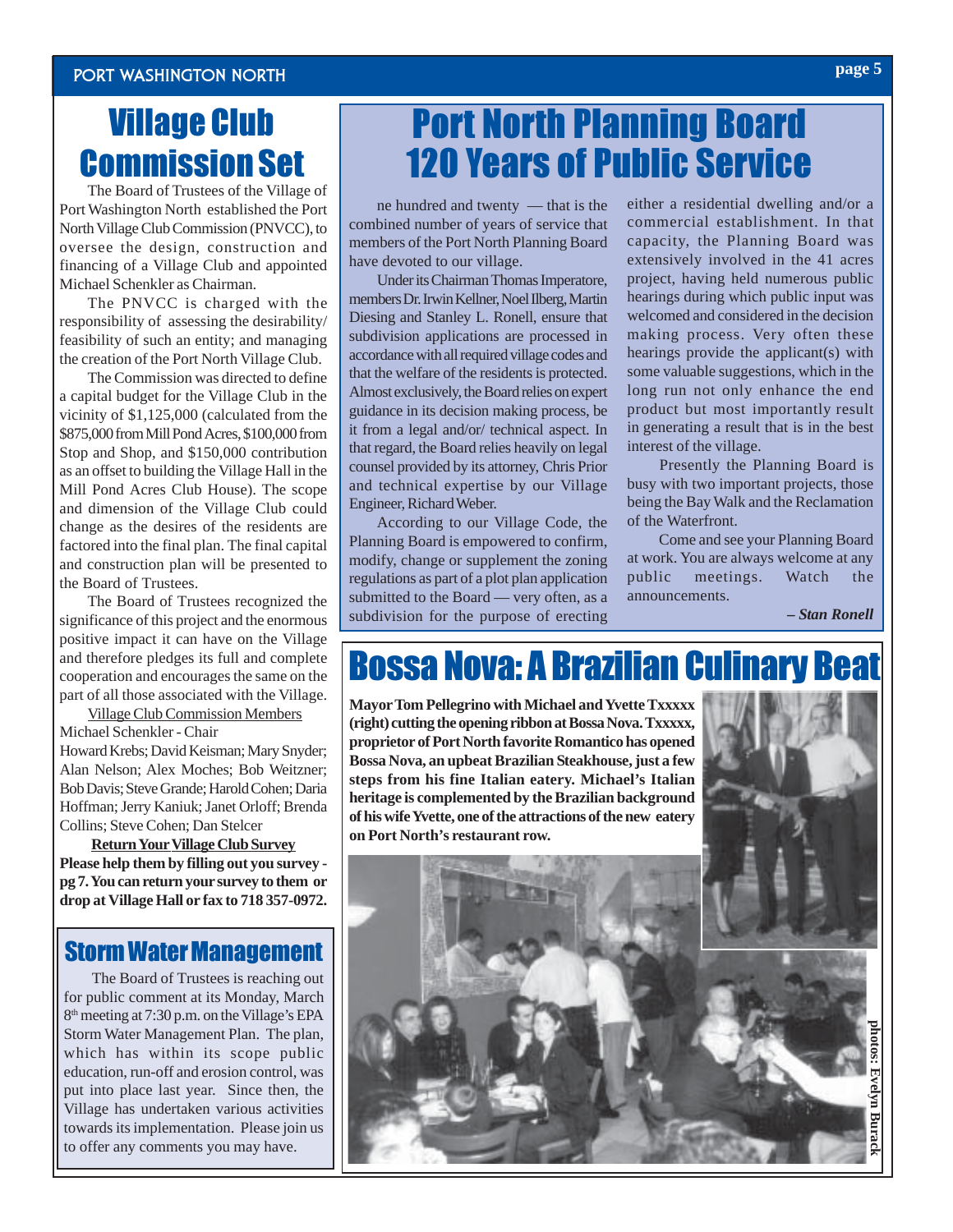# Village Club Commission Set

The Board of Trustees of the Village of Port Washington North established the Port North Village Club Commission (PNVCC), to oversee the design, construction and financing of a Village Club and appointed Michael Schenkler as Chairman.

The PNVCC is charged with the responsibility of assessing the desirability/ feasibility of such an entity; and managing the creation of the Port North Village Club.

The Commission was directed to define a capital budget for the Village Club in the vicinity of $1,125,000 (calculated from the $875,000 from Mill Pond Acres, $100,000 from Stop and Shop, and $150,000 contribution as an offset to building the Village Hall in the Mill Pond Acres Club House). The scope and dimension of the Village Club could change as the desires of the residents are factored into the final plan. The final capital and construction plan will be presented to the Board of Trustees.

The Board of Trustees recognized the significance of this project and the enormous positive impact it can have on the Village and therefore pledges its full and complete cooperation and encourages the same on the part of all those associated with the Village.

Village Club Commission Members

Michael Schenkler - Chair

Howard Krebs; David Keisman; Mary Snyder; Alan Nelson; Alex Moches; Bob Weitzner; Bob Davis; Steve Grande; Harold Cohen; Daria Hoffman; Jerry Kaniuk; Janet Orloff; Brenda Collins; Steve Cohen; Dan Stelcer

**Return Your Village Club Survey**

**Please help them by filling out you survey - pg 7. You can return your survey to them or drop at Village Hall or fax to 718 357-0972.**

## Storm Water Management

The Board of Trustees is reaching out for public comment at its Monday, March 8th meeting at 7:30 p.m. on the Village's EPA Storm Water Management Plan. The plan, which has within its scope public education, run-off and erosion control, was put into place last year. Since then, the Village has undertaken various activities towards its implementation. Please join us to offer any comments you may have.

# Port North Planning Board 120 Years of Public Service

One hundred and twenty — that is the combined number of years of service that members of the Port North Planning Board have devoted to our village.

Under its Chairman Thomas Imperatore, members Dr. Irwin Kellner, Noel Ilberg, Martin Diesing and Stanley L. Ronell, ensure that subdivision applications are processed in accordance with all required village codes and that the welfare of the residents is protected. Almost exclusively, the Board relies on expert guidance in its decision making process, be it from a legal and/or/ technical aspect. In that regard, the Board relies heavily on legal counsel provided by its attorney, Chris Prior and technical expertise by our Village Engineer, Richard Weber.

According to our Village Code, the Planning Board is empowered to confirm, modify, change or supplement the zoning regulations as part of a plot plan application submitted to the Board — very often, as a subdivision for the purpose of erecting either a residential dwelling and/or a commercial establishment. In that capacity, the Planning Board was extensively involved in the 41 acres project, having held numerous public hearings during which public input was welcomed and considered in the decision making process. Very often these hearings provide the applicant(s) with some valuable suggestions, which in the long run not only enhance the end product but most importantly result in generating a result that is in the best interest of the village.

Presently the Planning Board is busy with two important projects, those being the Bay Walk and the Reclamation of the Waterfront.

Come and see your Planning Board at work. You are always welcome at any public meetings. Watch the announcements.

***– Stan Ronell***

# Bossa Nova: A Brazilian Culinary Beat

**Mayor Tom Pellegrino with Michael and Yvette Txxxxx (right) cutting the opening ribbon at Bossa Nova. Txxxxx, proprietor of Port North favorite Romantico has opened Bossa Nova, an upbeat Brazilian Steakhouse, just a few steps from his fine Italian eatery. Michael's Italian heritage is complemented by the Brazilian background of his wife Yvette, one of the attractions of the new eatery on Port North's restaurant row.**

**photos: Evelyn Burack**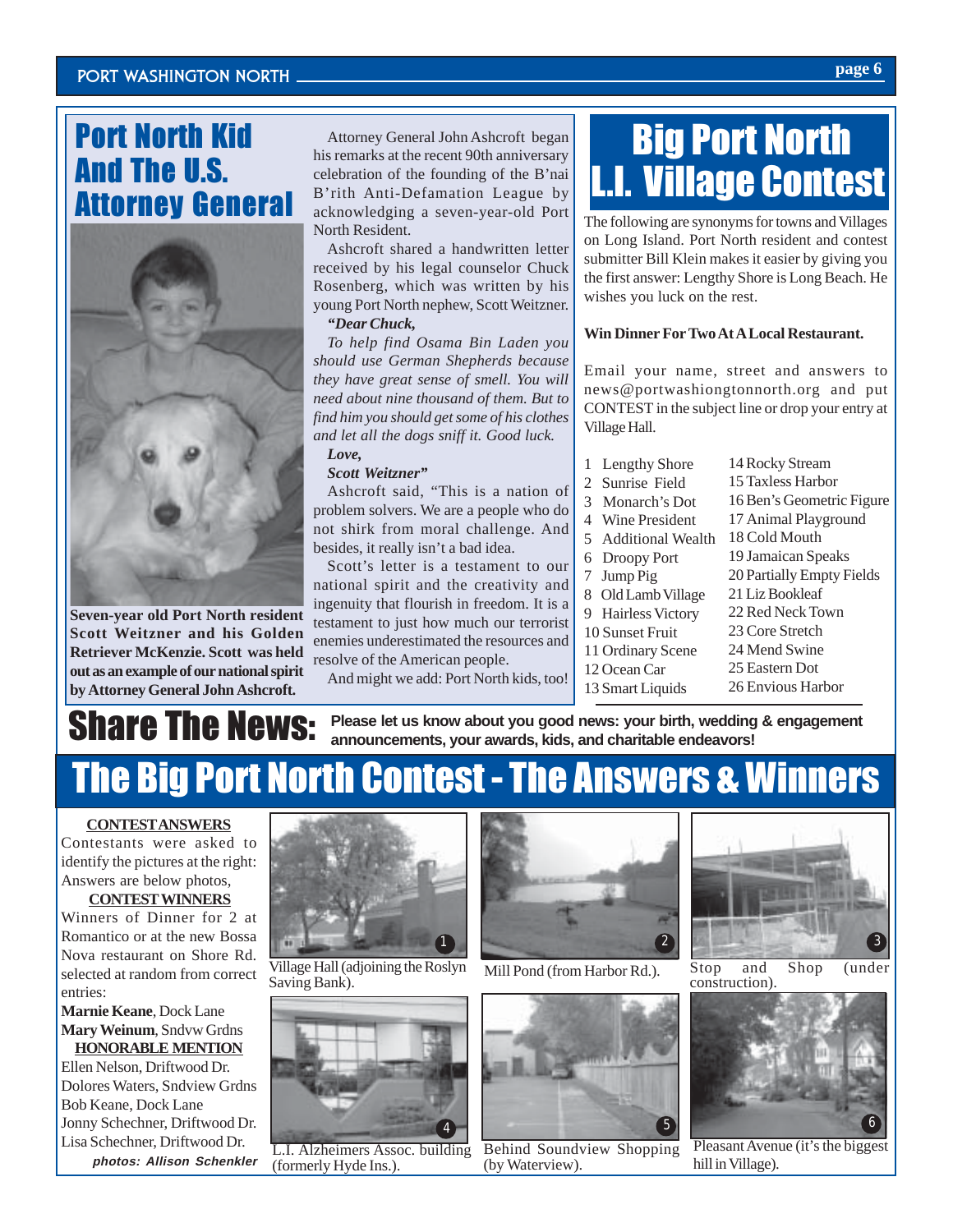# Port North Kid And The U.S. Attorney General

Seven-year old Port North resident Scott Weitzner and his Golden Retriever McKenzie. Scott was held out as an example of our national spirit by Attorney General John Ashcroft.

Attorney General John Ashcroft began his remarks at the recent 90th anniversary celebration of the founding of the B'nai B'rith Anti-Defamation League by acknowledging a seven-year-old Port North Resident.

Ashcroft shared a handwritten letter received by his legal counselor Chuck Rosenberg, which was written by his young Port North nephew, Scott Weitzner.

***"Dear Chuck,***

*To help find Osama Bin Laden you should use German Shepherds because they have great sense of smell. You will need about nine thousand of them. But to find him you should get some of his clothes and let all the dogs sniff it. Good luck.*

***Love,***

***Scott Weitzner"***

Ashcroft said, "This is a nation of problem solvers. We are a people who do not shirk from moral challenge. And besides, it really isn't a bad idea.

Scott's letter is a testament to our national spirit and the creativity and ingenuity that flourish in freedom. It is a testament to just how much our terrorist enemies underestimated the resources and resolve of the American people.

And might we add: Port North kids, too!

# Big Port North L.I. Village Contest

The following are synonyms for towns and Villages on Long Island. Port North resident and contest submitter Bill Klein makes it easier by giving you the first answer: Lengthy Shore is Long Beach. He wishes you luck on the rest.

**Win Dinner For Two At A Local Restaurant.**

Email your name, street and answers to news@portwashiongtonnorth.org and put CONTEST in the subject line or drop your entry at Village Hall.

1 Lengthy Shore
2 Sunrise Field
3 Monarch's Dot
4 Wine President
5 Additional Wealth
6 Droopy Port
7 Jump Pig
8 Old Lamb Village
9 Hairless Victory
10 Sunset Fruit
11 Ordinary Scene
12 Ocean Car
13 Smart Liquids
14 Rocky Stream
15 Taxless Harbor
16 Ben's Geometric Figure
17 Animal Playground
18 Cold Mouth
19 Jamaican Speaks
20 Partially Empty Fields
21 Liz Bookleaf
22 Red Neck Town
23 Core Stretch
24 Mend Swine
25 Eastern Dot
26 Envious Harbor

# Share The News:

**Please let us know about you good news: your birth, wedding & engagement announcements, your awards, kids, and charitable endeavors!**

# The Big Port North Contest - The Answers & Winners

**CONTEST ANSWERS**

Contestants were asked to identify the pictures at the right: Answers are below photos,

**CONTEST WINNERS**

Winners of Dinner for 2 at Romantico or at the new Bossa Nova restaurant on Shore Rd. selected at random from correct entries:

**Marnie Keane**, Dock Lane
**Mary Weinum**, Sndvw Grdns

**HONORABLE MENTION**

Ellen Nelson, Driftwood Dr.
Dolores Waters, Sndview Grdns
Bob Keane, Dock Lane
Jonny Schechner, Driftwood Dr.
Lisa Schechner, Driftwood Dr.

***photos: Allison Schenkler***

1. Village Hall (adjoining the Roslyn Saving Bank).
2. Mill Pond (from Harbor Rd.).
3. Stop and Shop (under construction).
4. L.I. Alzheimers Assoc. building (formerly Hyde Ins.).
5. Behind Soundview Shopping (by Waterview).
6. Pleasant Avenue (it's the biggest hill in Village).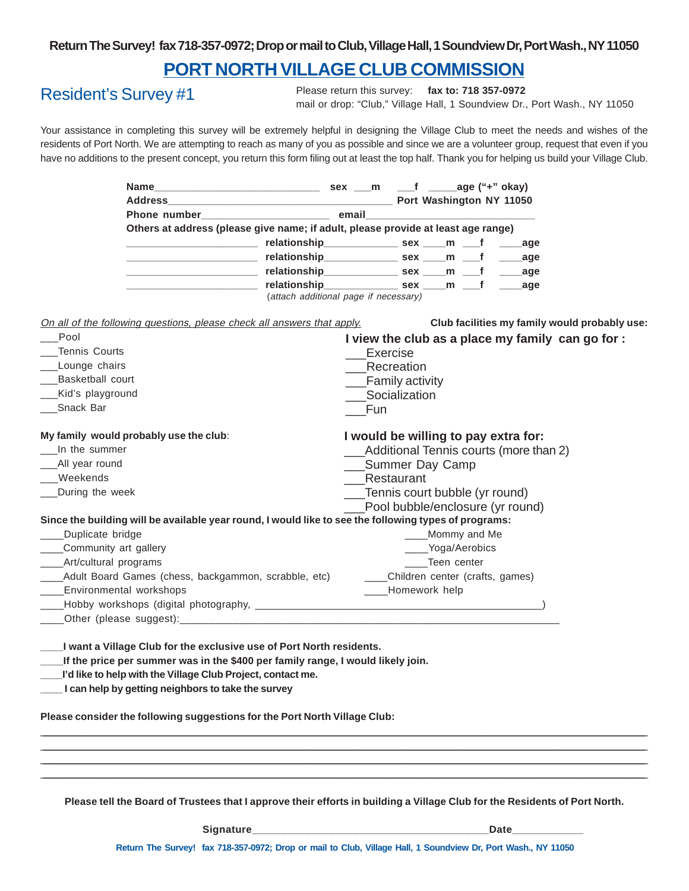**Return The Survey! fax 718-357-0972; Drop or mail to Club, Village Hall, 1 Soundview Dr, Port Wash., NY 11050**

# PORT NORTH VILLAGE CLUB COMMISSION

## Resident's Survey #1

Please return this survey: **fax to: 718 357-0972**
mail or drop: "Club," Village Hall, 1 Soundview Dr., Port Wash., NY 11050

Your assistance in completing this survey will be extremely helpful in designing the Village Club to meet the needs and wishes of the residents of Port North. We are attempting to reach as many of you as possible and since we are a volunteer group, request that even if you have no additions to the present concept, you return this form filing out at least the top half. Thank you for helping us build your Village Club.

**Name**____________________________ **sex** ___**m** ___**f** _____**age ("+" okay)**
**Address**_______________________________________ **Port Washington NY 11050**
**Phone number**______________________ **email**_____________________________
**Others at address (please give name; if adult, please provide at least age range)**
______________________ **relationship**____________ **sex** ____**m** ___**f** ____**age**
______________________ **relationship**____________ **sex** ____**m** ___**f** ____**age**
______________________ **relationship**____________ **sex** ____**m** ___**f** ____**age**
______________________ **relationship**____________ **sex** ____**m** ___**f** ____**age**
*(attach additional page if necessary)*

*On all of the following questions, please check all answers that apply.*

**Club facilities my family would probably use:**

___Pool
___Tennis Courts
___Lounge chairs
___Basketball court
___Kid's playground
___Snack Bar

**I view the club as a place my family can go for :**

___Exercise
___Recreation
___Family activity
___Socialization
___Fun

**My family would probably use the club**:

___In the summer
___All year round
___Weekends
___During the week

**I would be willing to pay extra for:**

___Additional Tennis courts (more than 2)
___Summer Day Camp
___Restaurant
___Tennis court bubble (yr round)
___Pool bubble/enclosure (yr round)

**Since the building will be available year round, I would like to see the following types of programs:**

____Duplicate bridge
____Community art gallery
____Art/cultural programs
____Adult Board Games (chess, backgammon, scrabble, etc)
____Environmental workshops
____Mommy and Me
____Yoga/Aerobics
____Teen center
____Children center (crafts, games)
____Homework help
____Hobby workshops (digital photography, ______________________________________)
____Other (please suggest):______________________________________________________

____**I want a Village Club for the exclusive use of Port North residents.**
____**If the price per summer was in the $400 per family range, I would likely join.**
____**I'd like to help with the Village Club Project, contact me.**
____ **I can help by getting neighbors to take the survey**

**Please consider the following suggestions for the Port North Village Club:**

________________________________________________________________________________
________________________________________________________________________________
________________________________________________________________________________
________________________________________________________________________________

**Please tell the Board of Trustees that I approve their efforts in building a Village Club for the Residents of Port North.**

**Signature**________________________________________ **Date**____________

**Return The Survey! fax 718-357-0972; Drop or mail to Club, Village Hall, 1 Soundview Dr, Port Wash., NY 11050**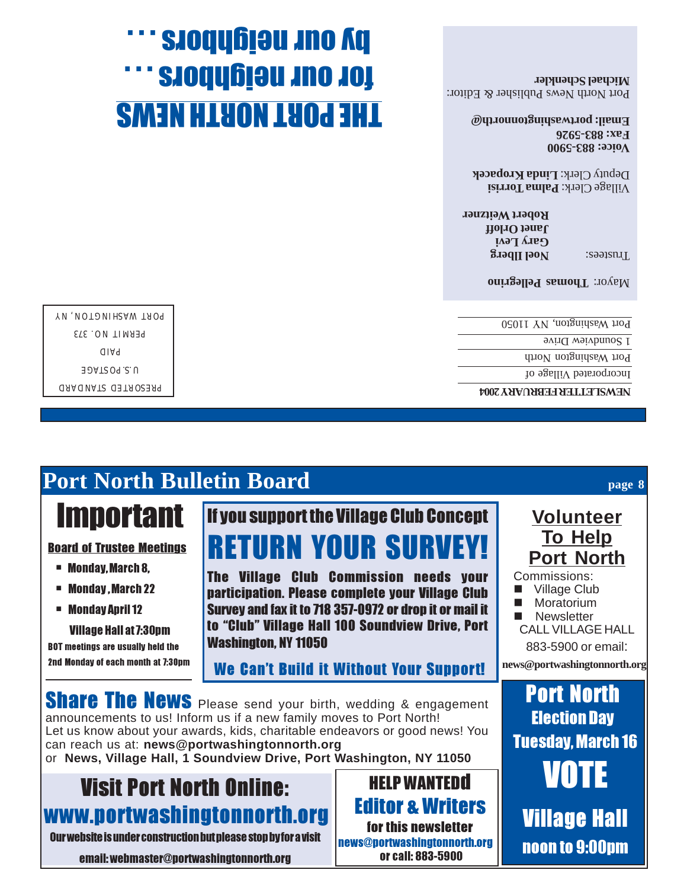# THE PORT NORTH NEWS

**for our neighbors . . .**
**by our neighbors . . .**

**NEWSLETTER FEBRUARY 2004**

Incorporated Village of
Port Washington North
1 Soundview Drive
Port Washington, NY 11050

Mayor: **Thomas Pellegrino**

Trustees: **Noel Illberg**
**Gary Levi**
**Janet Orloff**
**Robert Weitzner**

Village Clerk: **Palma Torrisi**
Deputy Clerk: **Linda Kropacek**

**Voice: 883-5900**
**Fax: 883-5926**
**Email: portwashingtonnorth@**

Port North News Publisher & Editor:
**Michael Schenkler**

PRESORTED STANDARD
U.S. POSTAGE
PAID
PERMIT NO. 373
PORT WASHINGTON, NY

## Port North Bulletin Board

# Important

**Board of Trustee Meetings**

- **Monday, March 8,**
- **Monday, March 22**
- **Monday April 12**

**Village Hall at 7:30pm**

**BOT meetings are usually held the 2nd Monday of each month at 7:30pm**

### If you support the Village Club Concept

# RETURN YOUR SURVEY!

**The Village Club Commission needs your participation. Please complete your Village Club Survey and fax it to 718 357-0972 or drop it or mail it to "Club" Village Hall 100 Soundview Drive, Port Washington, NY 11050**

**We Can't Build it Without Your Support!**

### Volunteer To Help Port North

Commissions:

- Village Club
- Moratorium
- Newsletter

CALL VILLAGE HALL
883-5900 or email:
**news@portwashingtonnorth.org**

**Share The News** Please send your birth, wedding & engagement announcements to us! Inform us if a new family moves to Port North! Let us know about your awards, kids, charitable endeavors or good news! You can reach us at: **news@portwashingtonnorth.org**
or **News, Village Hall, 1 Soundview Drive, Port Washington, NY 11050**

## Visit Port North Online:
## www.portwashingtonnorth.org

**Our website is under construction but please stop by for a visit**

**email: webmaster@portwashingtonnorth.org**

**HELP WANTED**
**Editor & Writers**
**for this newsletter**
**news@portwashingtonnorth.org**
**or call: 883-5900**

**Port North**
**Election Day**
**Tuesday, March 16**

# VOTE

**Village Hall**
**noon to 9:00pm**